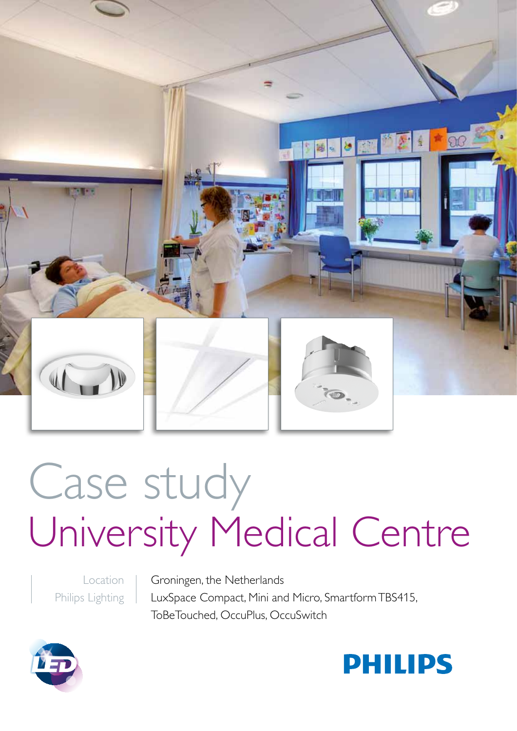# Case study

# University Medical Centre

| | |
|---|---|
| Location | Groningen, the Netherlands |
| Philips Lighting | LuxSpace Compact, Mini and Micro, Smartform TBS415, ToBeTouched, OccuPlus, OccuSwitch |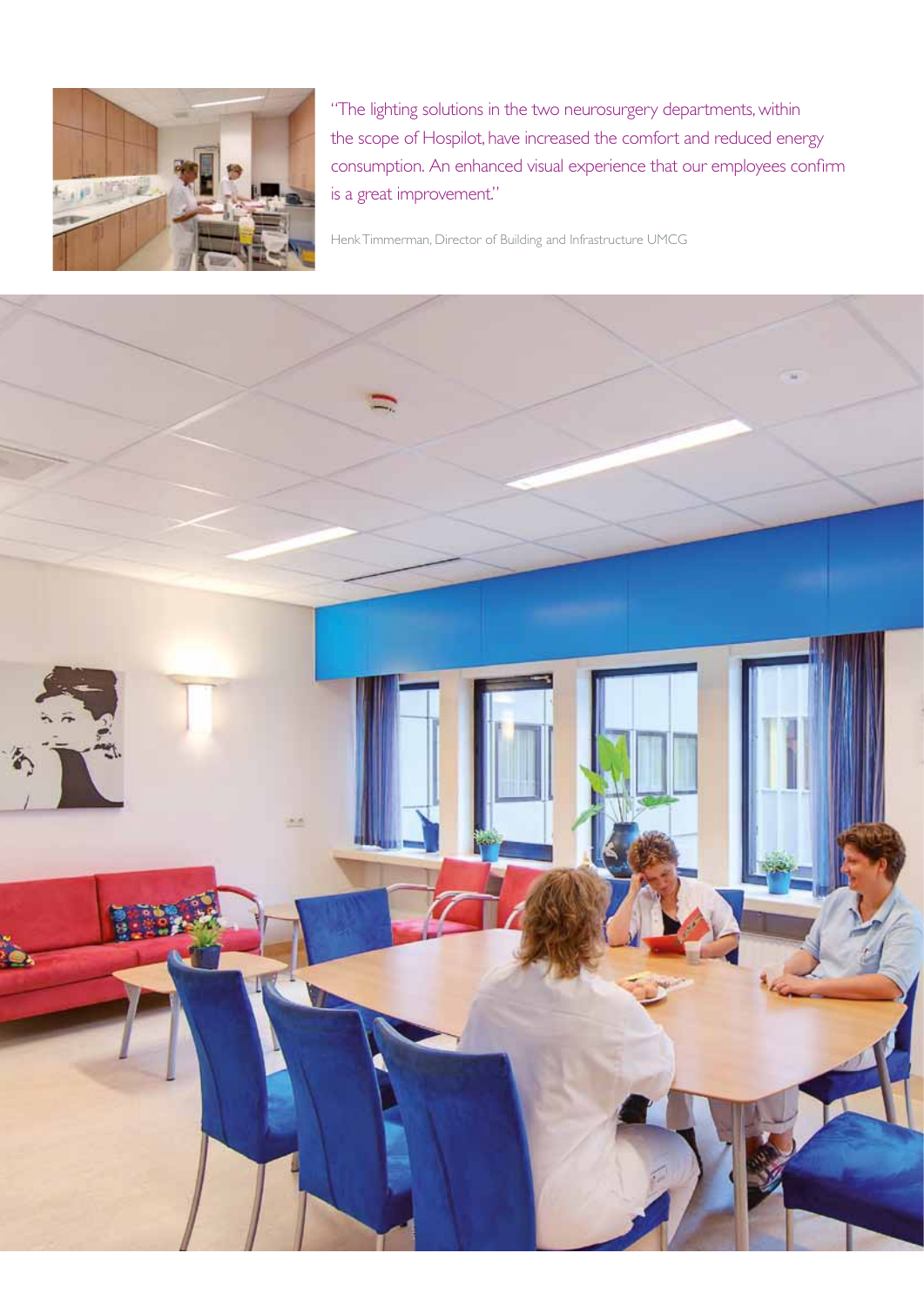"The lighting solutions in the two neurosurgery departments, within the scope of Hospilot, have increased the comfort and reduced energy consumption. An enhanced visual experience that our employees confirm is a great improvement."

Henk Timmerman, Director of Building and Infrastructure UMCG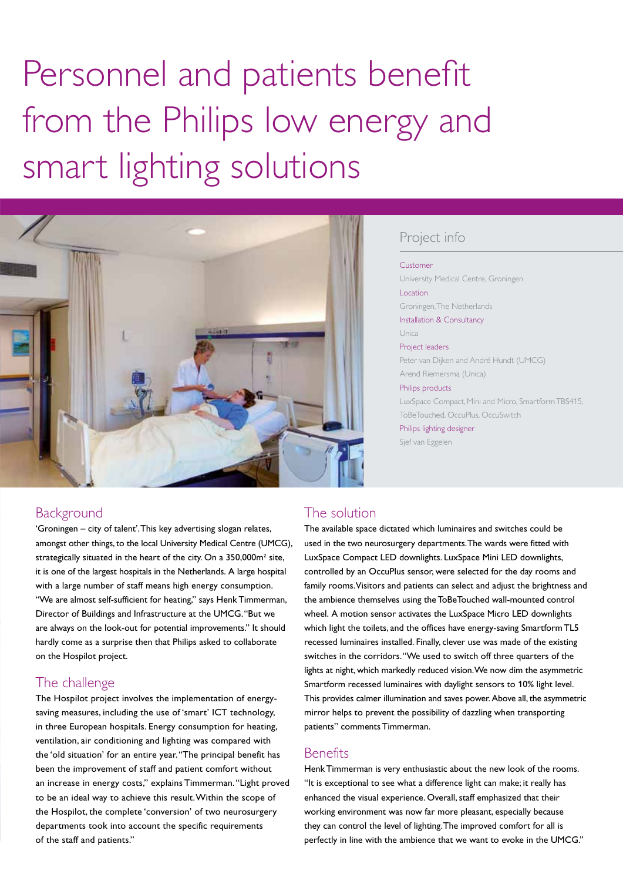# Personnel and patients benefit from the Philips low energy and smart lighting solutions

## Project info

**Customer**
University Medical Centre, Groningen

**Location**
Groningen, The Netherlands

**Installation & Consultancy**
Unica

**Project leaders**
Peter van Dijken and André Hundt (UMCG)
Arend Riemersma (Unica)

**Philips products**
LuxSpace Compact, Mini and Micro, Smartform TBS415, ToBeTouched, OccuPlus, OccuSwitch

**Philips lighting designer**
Sjef van Eggelen

## Background

'Groningen – city of talent'. This key advertising slogan relates, amongst other things, to the local University Medical Centre (UMCG), strategically situated in the heart of the city. On a 350,000m² site, it is one of the largest hospitals in the Netherlands. A large hospital with a large number of staff means high energy consumption. "We are almost self-sufficient for heating," says Henk Timmerman, Director of Buildings and Infrastructure at the UMCG. "But we are always on the look-out for potential improvements." It should hardly come as a surprise then that Philips asked to collaborate on the Hospilot project.

## The challenge

The Hospilot project involves the implementation of energy-saving measures, including the use of 'smart' ICT technology, in three European hospitals. Energy consumption for heating, ventilation, air conditioning and lighting was compared with the 'old situation' for an entire year. "The principal benefit has been the improvement of staff and patient comfort without an increase in energy costs," explains Timmerman. "Light proved to be an ideal way to achieve this result. Within the scope of the Hospilot, the complete 'conversion' of two neurosurgery departments took into account the specific requirements of the staff and patients."

## The solution

The available space dictated which luminaires and switches could be used in the two neurosurgery departments. The wards were fitted with LuxSpace Compact LED downlights. LuxSpace Mini LED downlights, controlled by an OccuPlus sensor, were selected for the day rooms and family rooms. Visitors and patients can select and adjust the brightness and the ambience themselves using the ToBeTouched wall-mounted control wheel. A motion sensor activates the LuxSpace Micro LED downlights which light the toilets, and the offices have energy-saving Smartform TL5 recessed luminaires installed. Finally, clever use was made of the existing switches in the corridors. "We used to switch off three quarters of the lights at night, which markedly reduced vision. We now dim the asymmetric Smartform recessed luminaires with daylight sensors to 10% light level. This provides calmer illumination and saves power. Above all, the asymmetric mirror helps to prevent the possibility of dazzling when transporting patients" comments Timmerman.

## Benefits

Henk Timmerman is very enthusiastic about the new look of the rooms. "It is exceptional to see what a difference light can make; it really has enhanced the visual experience. Overall, staff emphasized that their working environment was now far more pleasant, especially because they can control the level of lighting. The improved comfort for all is perfectly in line with the ambience that we want to evoke in the UMCG."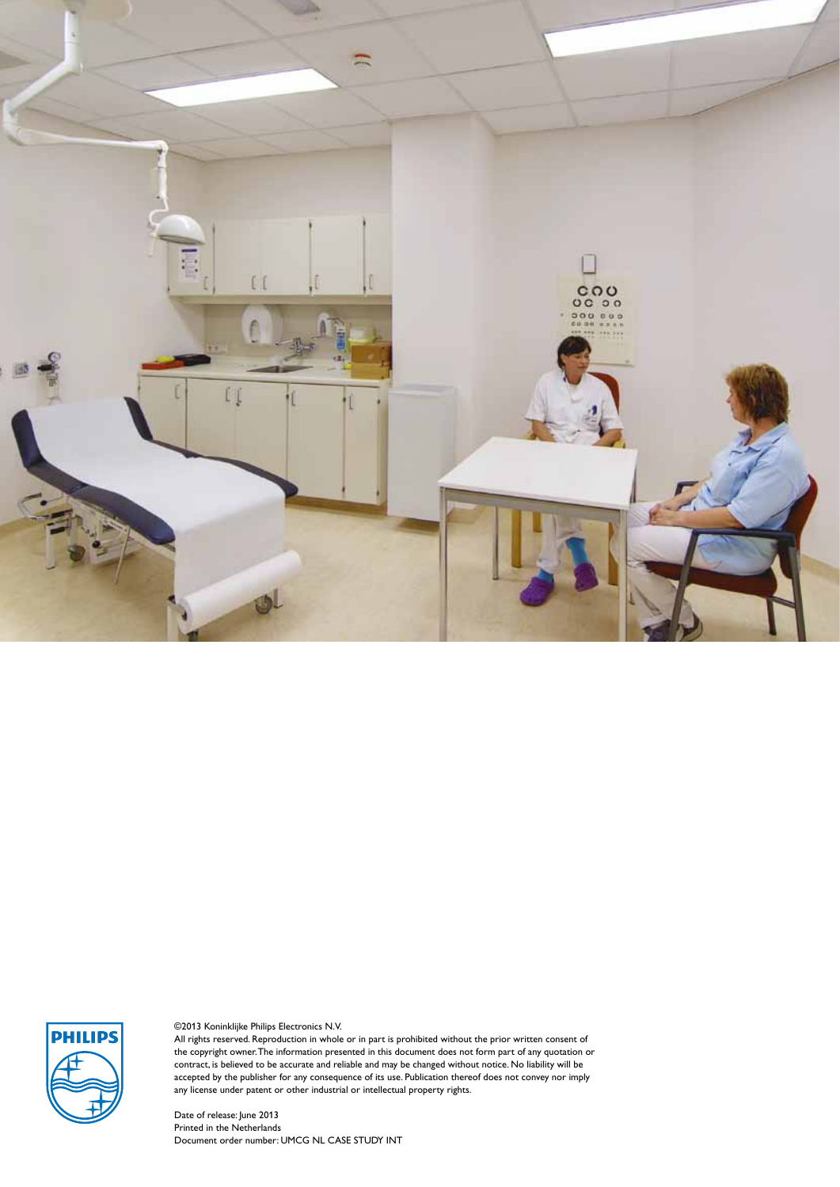©2013 Koninklijke Philips Electronics N.V.
All rights reserved. Reproduction in whole or in part is prohibited without the prior written consent of the copyright owner. The information presented in this document does not form part of any quotation or contract, is believed to be accurate and reliable and may be changed without notice. No liability will be accepted by the publisher for any consequence of its use. Publication thereof does not convey nor imply any license under patent or other industrial or intellectual property rights.

Date of release: June 2013
Printed in the Netherlands
Document order number: UMCG NL CASE STUDY INT